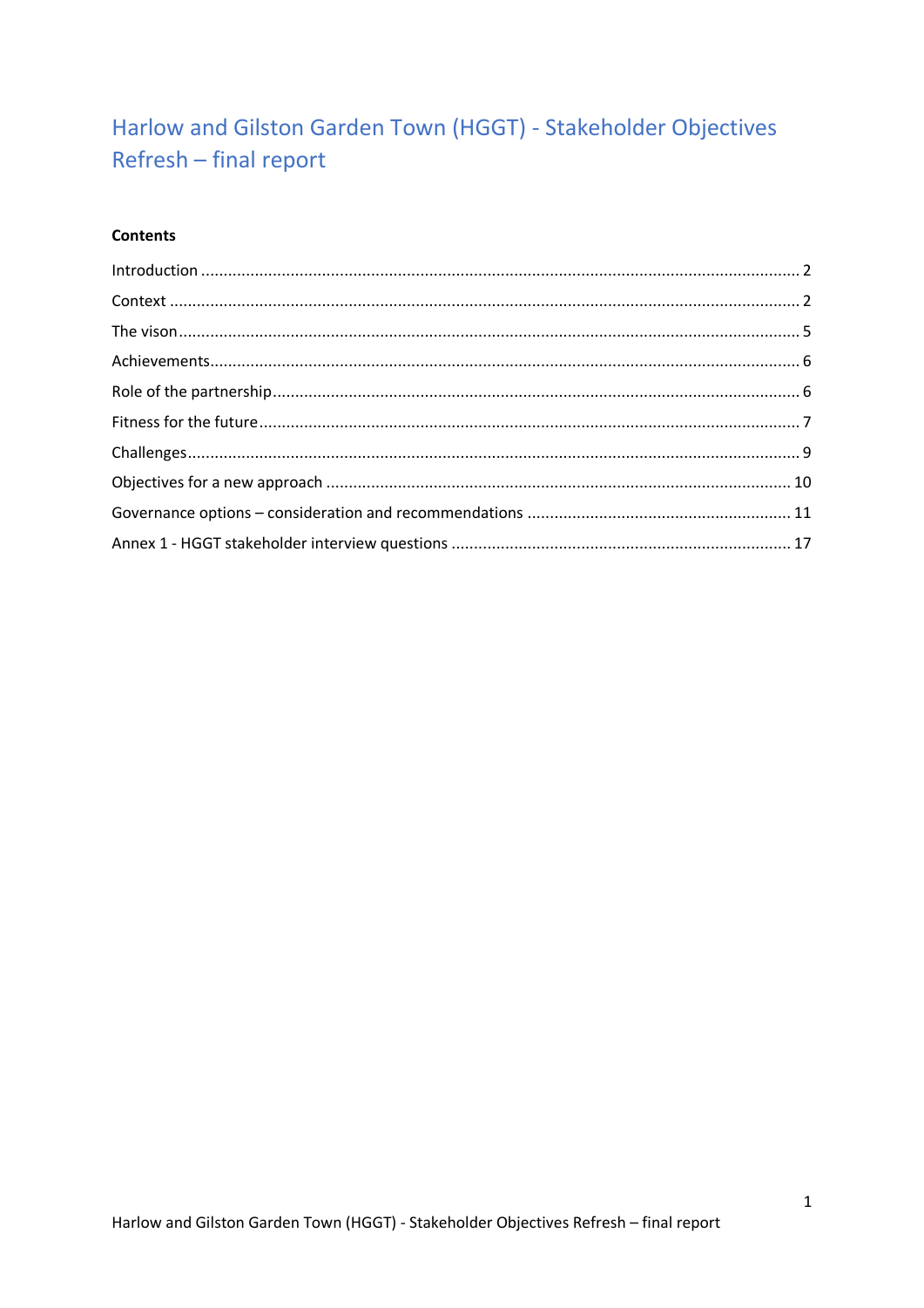# Harlow and Gilston Garden Town (HGGT) - Stakeholder Objectives Refresh – final report

**Contents**

Introduction ........................................................................................................................ 2

Context ............................................................................................................................... 2

The vison ............................................................................................................................ 5

Achievements...................................................................................................................... 6

Role of the partnership........................................................................................................ 6

Fitness for the future ........................................................................................................... 7

Challenges........................................................................................................................... 9

Objectives for a new approach .......................................................................................... 10

Governance options – consideration and recommendations .............................................. 11

Annex 1 - HGGT stakeholder interview questions .............................................................. 17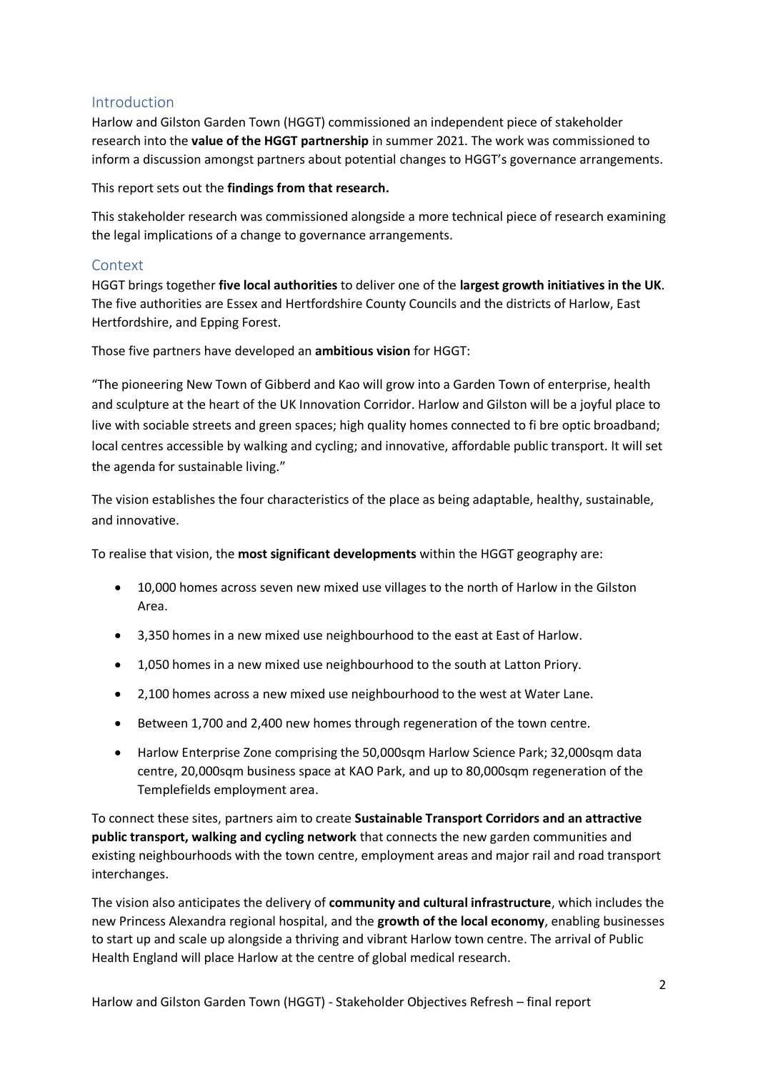## Introduction

Harlow and Gilston Garden Town (HGGT) commissioned an independent piece of stakeholder research into the **value of the HGGT partnership** in summer 2021. The work was commissioned to inform a discussion amongst partners about potential changes to HGGT's governance arrangements.

This report sets out the **findings from that research.**

This stakeholder research was commissioned alongside a more technical piece of research examining the legal implications of a change to governance arrangements.

## Context

HGGT brings together **five local authorities** to deliver one of the **largest growth initiatives in the UK**. The five authorities are Essex and Hertfordshire County Councils and the districts of Harlow, East Hertfordshire, and Epping Forest.

Those five partners have developed an **ambitious vision** for HGGT:

"The pioneering New Town of Gibberd and Kao will grow into a Garden Town of enterprise, health and sculpture at the heart of the UK Innovation Corridor. Harlow and Gilston will be a joyful place to live with sociable streets and green spaces; high quality homes connected to fi bre optic broadband; local centres accessible by walking and cycling; and innovative, affordable public transport. It will set the agenda for sustainable living."

The vision establishes the four characteristics of the place as being adaptable, healthy, sustainable, and innovative.

To realise that vision, the **most significant developments** within the HGGT geography are:

- 10,000 homes across seven new mixed use villages to the north of Harlow in the Gilston Area.
- 3,350 homes in a new mixed use neighbourhood to the east at East of Harlow.
- 1,050 homes in a new mixed use neighbourhood to the south at Latton Priory.
- 2,100 homes across a new mixed use neighbourhood to the west at Water Lane.
- Between 1,700 and 2,400 new homes through regeneration of the town centre.
- Harlow Enterprise Zone comprising the 50,000sqm Harlow Science Park; 32,000sqm data centre, 20,000sqm business space at KAO Park, and up to 80,000sqm regeneration of the Templefields employment area.

To connect these sites, partners aim to create **Sustainable Transport Corridors and an attractive public transport, walking and cycling network** that connects the new garden communities and existing neighbourhoods with the town centre, employment areas and major rail and road transport interchanges.

The vision also anticipates the delivery of **community and cultural infrastructure**, which includes the new Princess Alexandra regional hospital, and the **growth of the local economy**, enabling businesses to start up and scale up alongside a thriving and vibrant Harlow town centre. The arrival of Public Health England will place Harlow at the centre of global medical research.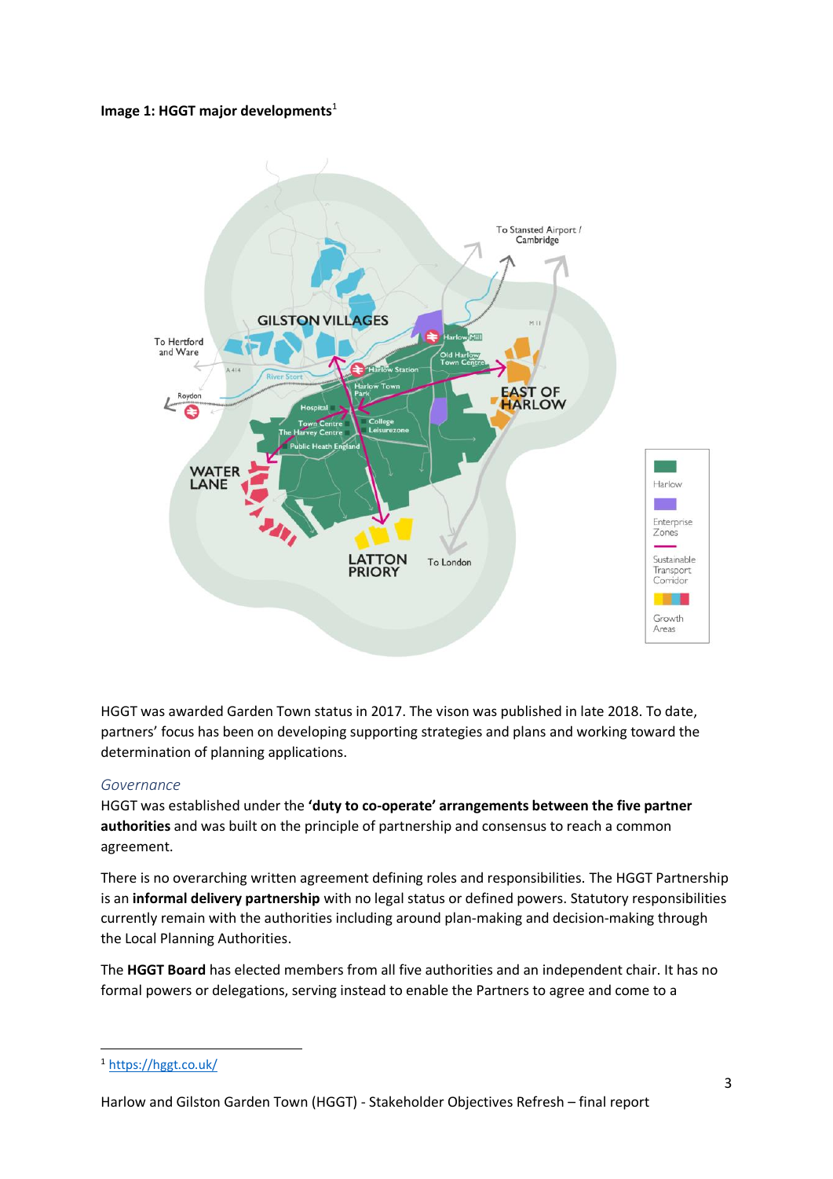**Image 1: HGGT major developments**[1]

HGGT was awarded Garden Town status in 2017. The vison was published in late 2018. To date, partners' focus has been on developing supporting strategies and plans and working toward the determination of planning applications.

### *Governance*

HGGT was established under the **'duty to co-operate' arrangements between the five partner authorities** and was built on the principle of partnership and consensus to reach a common agreement.

There is no overarching written agreement defining roles and responsibilities. The HGGT Partnership is an **informal delivery partnership** with no legal status or defined powers. Statutory responsibilities currently remain with the authorities including around plan-making and decision-making through the Local Planning Authorities.

The **HGGT Board** has elected members from all five authorities and an independent chair. It has no formal powers or delegations, serving instead to enable the Partners to agree and come to a

[1] https://hggt.co.uk/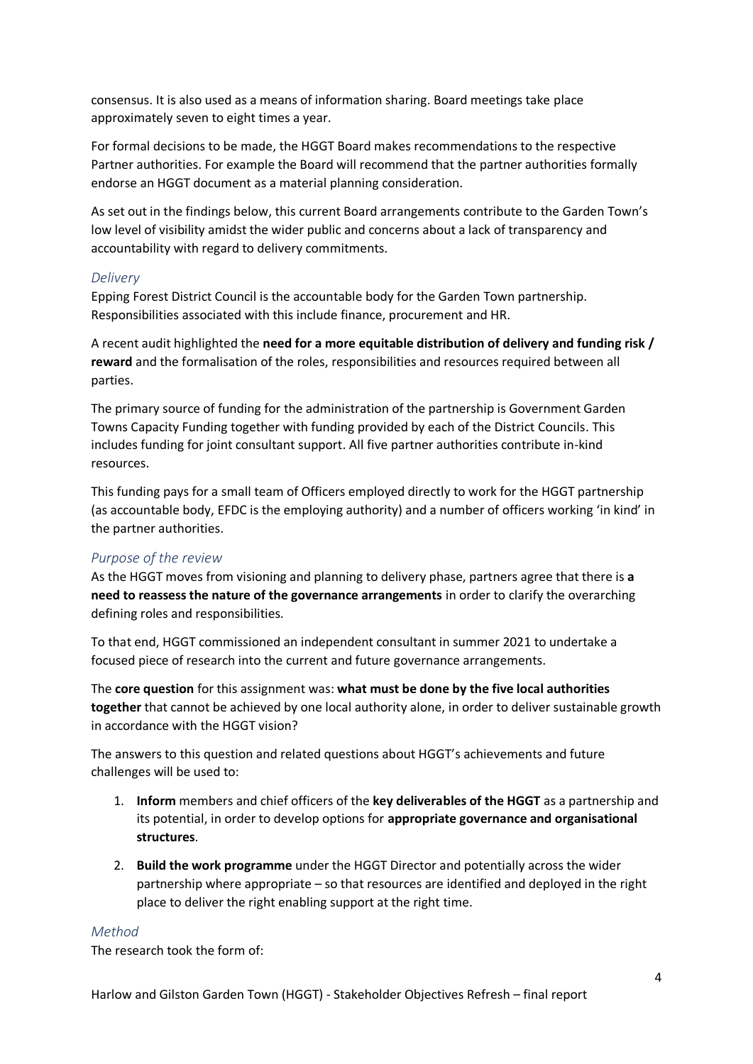consensus. It is also used as a means of information sharing. Board meetings take place approximately seven to eight times a year.

For formal decisions to be made, the HGGT Board makes recommendations to the respective Partner authorities. For example the Board will recommend that the partner authorities formally endorse an HGGT document as a material planning consideration.

As set out in the findings below, this current Board arrangements contribute to the Garden Town's low level of visibility amidst the wider public and concerns about a lack of transparency and accountability with regard to delivery commitments.

### *Delivery*

Epping Forest District Council is the accountable body for the Garden Town partnership. Responsibilities associated with this include finance, procurement and HR.

A recent audit highlighted the **need for a more equitable distribution of delivery and funding risk / reward** and the formalisation of the roles, responsibilities and resources required between all parties.

The primary source of funding for the administration of the partnership is Government Garden Towns Capacity Funding together with funding provided by each of the District Councils. This includes funding for joint consultant support. All five partner authorities contribute in-kind resources.

This funding pays for a small team of Officers employed directly to work for the HGGT partnership (as accountable body, EFDC is the employing authority) and a number of officers working 'in kind' in the partner authorities.

### *Purpose of the review*

As the HGGT moves from visioning and planning to delivery phase, partners agree that there is **a need to reassess the nature of the governance arrangements** in order to clarify the overarching defining roles and responsibilities.

To that end, HGGT commissioned an independent consultant in summer 2021 to undertake a focused piece of research into the current and future governance arrangements.

The **core question** for this assignment was: **what must be done by the five local authorities together** that cannot be achieved by one local authority alone, in order to deliver sustainable growth in accordance with the HGGT vision?

The answers to this question and related questions about HGGT's achievements and future challenges will be used to:

1. **Inform** members and chief officers of the **key deliverables of the HGGT** as a partnership and its potential, in order to develop options for **appropriate governance and organisational structures**.
2. **Build the work programme** under the HGGT Director and potentially across the wider partnership where appropriate – so that resources are identified and deployed in the right place to deliver the right enabling support at the right time.

### *Method*

The research took the form of: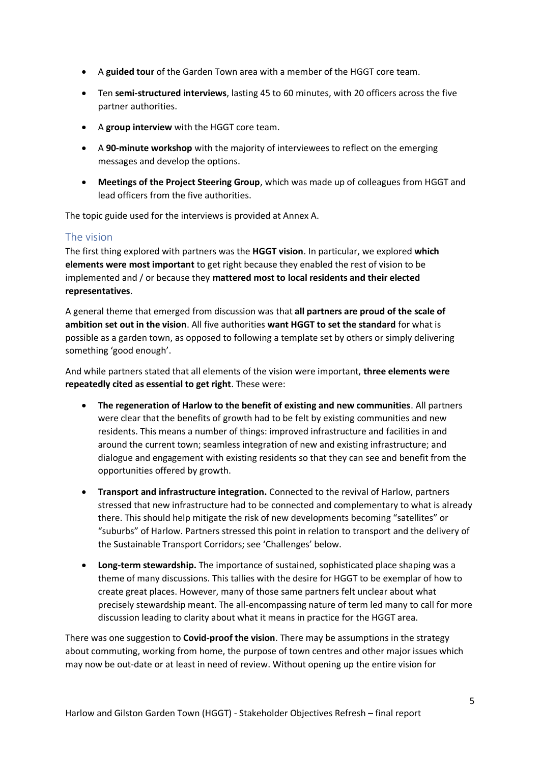- A **guided tour** of the Garden Town area with a member of the HGGT core team.
- Ten **semi-structured interviews**, lasting 45 to 60 minutes, with 20 officers across the five partner authorities.
- A **group interview** with the HGGT core team.
- A **90-minute workshop** with the majority of interviewees to reflect on the emerging messages and develop the options.
- **Meetings of the Project Steering Group**, which was made up of colleagues from HGGT and lead officers from the five authorities.

The topic guide used for the interviews is provided at Annex A.

## The vision

The first thing explored with partners was the **HGGT vision**. In particular, we explored **which elements were most important** to get right because they enabled the rest of vision to be implemented and / or because they **mattered most to local residents and their elected representatives**.

A general theme that emerged from discussion was that **all partners are proud of the scale of ambition set out in the vision**. All five authorities **want HGGT to set the standard** for what is possible as a garden town, as opposed to following a template set by others or simply delivering something 'good enough'.

And while partners stated that all elements of the vision were important, **three elements were repeatedly cited as essential to get right**. These were:

- **The regeneration of Harlow to the benefit of existing and new communities**. All partners were clear that the benefits of growth had to be felt by existing communities and new residents. This means a number of things: improved infrastructure and facilities in and around the current town; seamless integration of new and existing infrastructure; and dialogue and engagement with existing residents so that they can see and benefit from the opportunities offered by growth.
- **Transport and infrastructure integration.** Connected to the revival of Harlow, partners stressed that new infrastructure had to be connected and complementary to what is already there. This should help mitigate the risk of new developments becoming "satellites" or "suburbs" of Harlow. Partners stressed this point in relation to transport and the delivery of the Sustainable Transport Corridors; see 'Challenges' below.
- **Long-term stewardship.** The importance of sustained, sophisticated place shaping was a theme of many discussions. This tallies with the desire for HGGT to be exemplar of how to create great places. However, many of those same partners felt unclear about what precisely stewardship meant. The all-encompassing nature of term led many to call for more discussion leading to clarity about what it means in practice for the HGGT area.

There was one suggestion to **Covid-proof the vision**. There may be assumptions in the strategy about commuting, working from home, the purpose of town centres and other major issues which may now be out-date or at least in need of review. Without opening up the entire vision for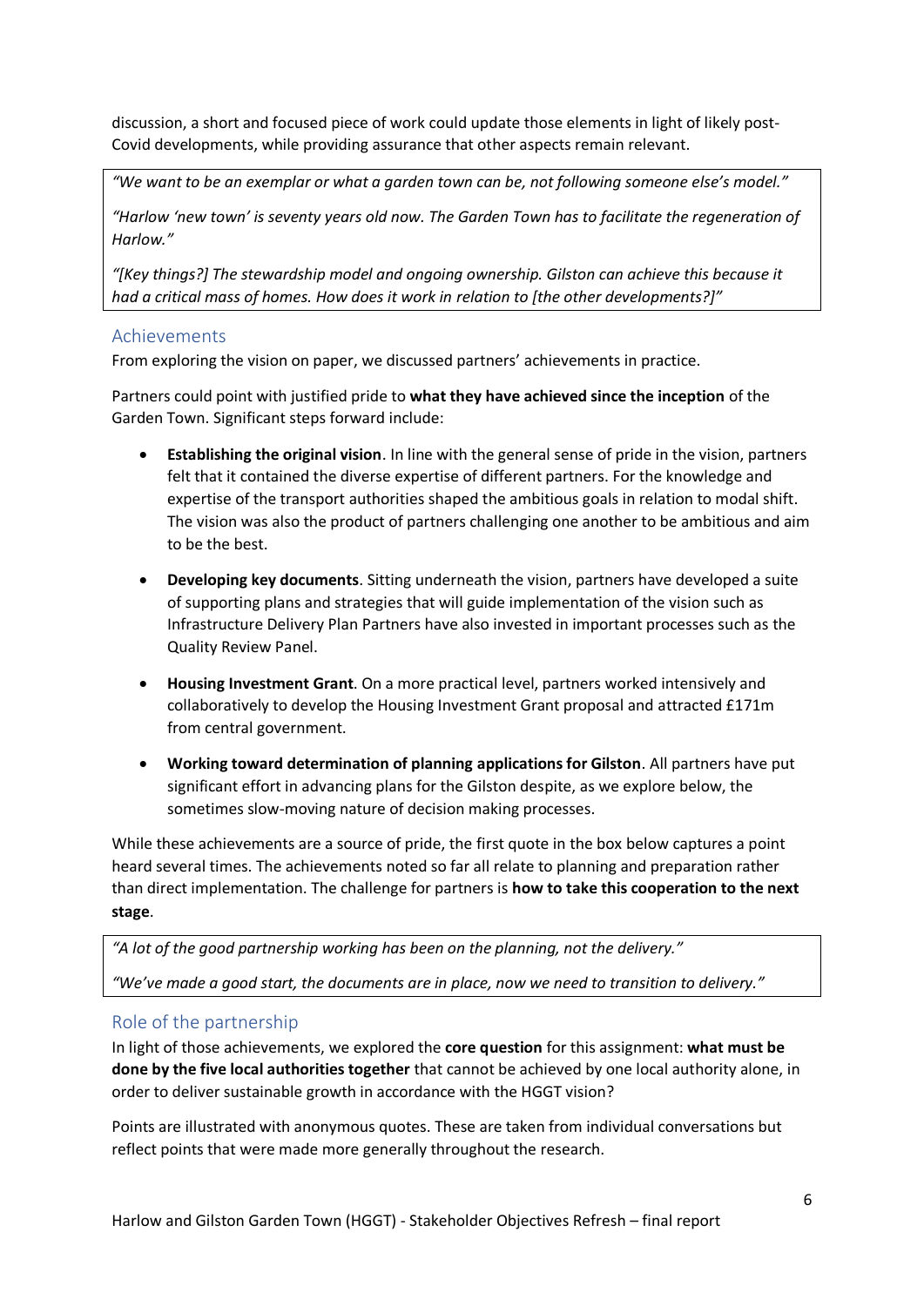discussion, a short and focused piece of work could update those elements in light of likely post-Covid developments, while providing assurance that other aspects remain relevant.

> *"We want to be an exemplar or what a garden town can be, not following someone else's model."*
>
> *"Harlow 'new town' is seventy years old now. The Garden Town has to facilitate the regeneration of Harlow."*
>
> *"[Key things?] The stewardship model and ongoing ownership. Gilston can achieve this because it had a critical mass of homes. How does it work in relation to [the other developments?]"*

## Achievements

From exploring the vision on paper, we discussed partners' achievements in practice.

Partners could point with justified pride to **what they have achieved since the inception** of the Garden Town. Significant steps forward include:

- **Establishing the original vision**. In line with the general sense of pride in the vision, partners felt that it contained the diverse expertise of different partners. For the knowledge and expertise of the transport authorities shaped the ambitious goals in relation to modal shift. The vision was also the product of partners challenging one another to be ambitious and aim to be the best.
- **Developing key documents**. Sitting underneath the vision, partners have developed a suite of supporting plans and strategies that will guide implementation of the vision such as Infrastructure Delivery Plan Partners have also invested in important processes such as the Quality Review Panel.
- **Housing Investment Grant**. On a more practical level, partners worked intensively and collaboratively to develop the Housing Investment Grant proposal and attracted £171m from central government.
- **Working toward determination of planning applications for Gilston**. All partners have put significant effort in advancing plans for the Gilston despite, as we explore below, the sometimes slow-moving nature of decision making processes.

While these achievements are a source of pride, the first quote in the box below captures a point heard several times. The achievements noted so far all relate to planning and preparation rather than direct implementation. The challenge for partners is **how to take this cooperation to the next stage**.

> *"A lot of the good partnership working has been on the planning, not the delivery."*
>
> *"We've made a good start, the documents are in place, now we need to transition to delivery."*

## Role of the partnership

In light of those achievements, we explored the **core question** for this assignment: **what must be done by the five local authorities together** that cannot be achieved by one local authority alone, in order to deliver sustainable growth in accordance with the HGGT vision?

Points are illustrated with anonymous quotes. These are taken from individual conversations but reflect points that were made more generally throughout the research.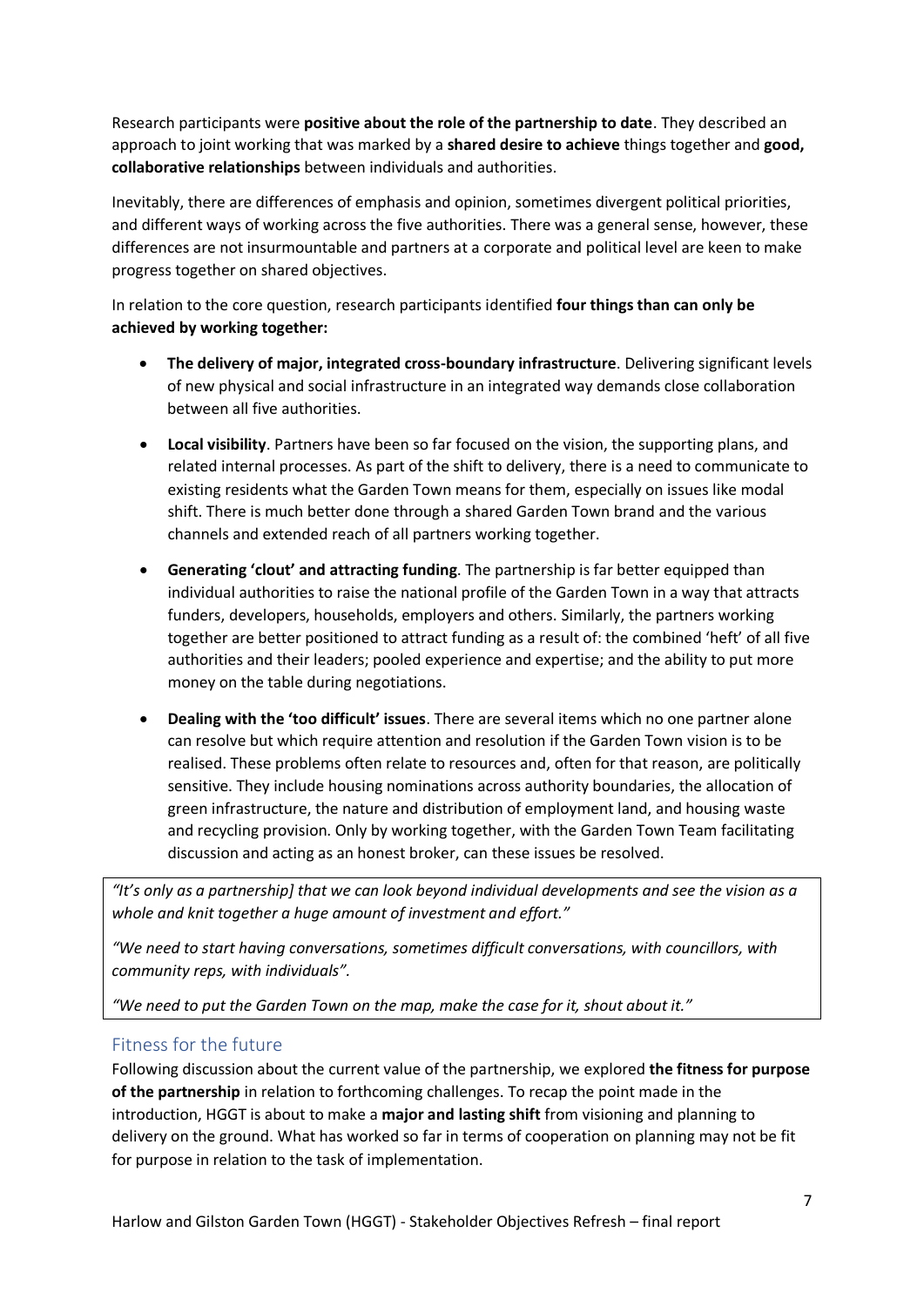Research participants were **positive about the role of the partnership to date**. They described an approach to joint working that was marked by a **shared desire to achieve** things together and **good, collaborative relationships** between individuals and authorities.

Inevitably, there are differences of emphasis and opinion, sometimes divergent political priorities, and different ways of working across the five authorities. There was a general sense, however, these differences are not insurmountable and partners at a corporate and political level are keen to make progress together on shared objectives.

In relation to the core question, research participants identified **four things than can only be achieved by working together:**

- **The delivery of major, integrated cross-boundary infrastructure**. Delivering significant levels of new physical and social infrastructure in an integrated way demands close collaboration between all five authorities.
- **Local visibility**. Partners have been so far focused on the vision, the supporting plans, and related internal processes. As part of the shift to delivery, there is a need to communicate to existing residents what the Garden Town means for them, especially on issues like modal shift. There is much better done through a shared Garden Town brand and the various channels and extended reach of all partners working together.
- **Generating 'clout' and attracting funding**. The partnership is far better equipped than individual authorities to raise the national profile of the Garden Town in a way that attracts funders, developers, households, employers and others. Similarly, the partners working together are better positioned to attract funding as a result of: the combined 'heft' of all five authorities and their leaders; pooled experience and expertise; and the ability to put more money on the table during negotiations.
- **Dealing with the 'too difficult' issues**. There are several items which no one partner alone can resolve but which require attention and resolution if the Garden Town vision is to be realised. These problems often relate to resources and, often for that reason, are politically sensitive. They include housing nominations across authority boundaries, the allocation of green infrastructure, the nature and distribution of employment land, and housing waste and recycling provision. Only by working together, with the Garden Town Team facilitating discussion and acting as an honest broker, can these issues be resolved.

*"It's only as a partnership] that we can look beyond individual developments and see the vision as a whole and knit together a huge amount of investment and effort."*

*"We need to start having conversations, sometimes difficult conversations, with councillors, with community reps, with individuals".*

*"We need to put the Garden Town on the map, make the case for it, shout about it."*

## Fitness for the future

Following discussion about the current value of the partnership, we explored **the fitness for purpose of the partnership** in relation to forthcoming challenges. To recap the point made in the introduction, HGGT is about to make a **major and lasting shift** from visioning and planning to delivery on the ground. What has worked so far in terms of cooperation on planning may not be fit for purpose in relation to the task of implementation.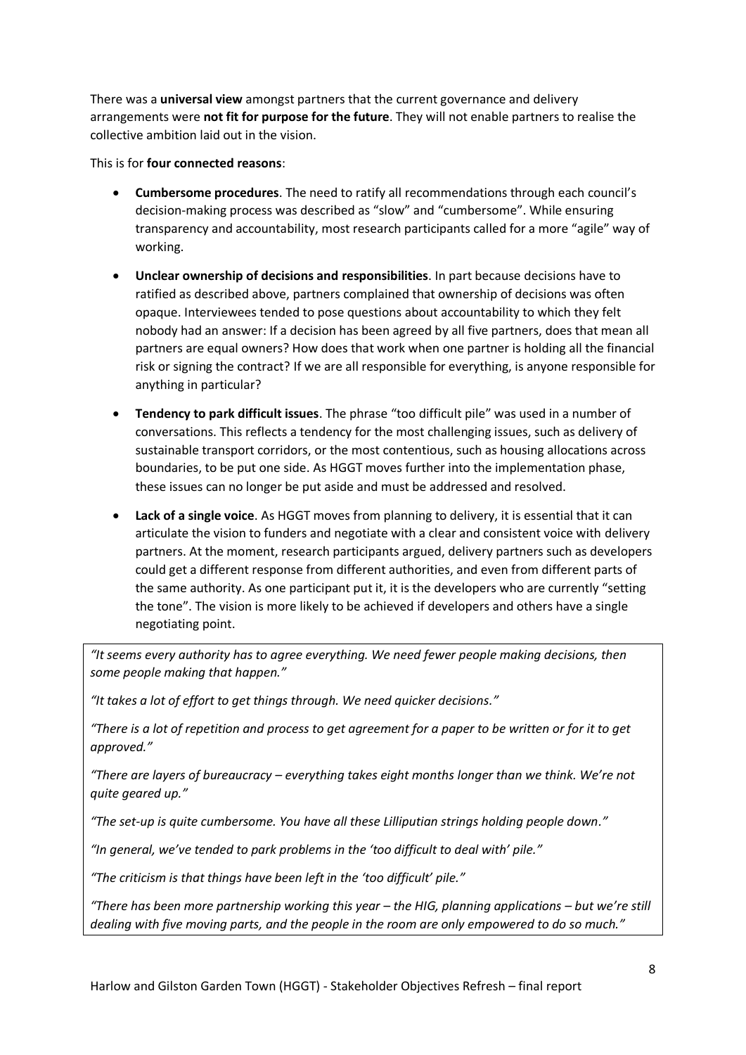There was a **universal view** amongst partners that the current governance and delivery arrangements were **not fit for purpose for the future**. They will not enable partners to realise the collective ambition laid out in the vision.

This is for **four connected reasons**:

- **Cumbersome procedures**. The need to ratify all recommendations through each council's decision-making process was described as "slow" and "cumbersome". While ensuring transparency and accountability, most research participants called for a more "agile" way of working.
- **Unclear ownership of decisions and responsibilities**. In part because decisions have to ratified as described above, partners complained that ownership of decisions was often opaque. Interviewees tended to pose questions about accountability to which they felt nobody had an answer: If a decision has been agreed by all five partners, does that mean all partners are equal owners? How does that work when one partner is holding all the financial risk or signing the contract? If we are all responsible for everything, is anyone responsible for anything in particular?
- **Tendency to park difficult issues**. The phrase "too difficult pile" was used in a number of conversations. This reflects a tendency for the most challenging issues, such as delivery of sustainable transport corridors, or the most contentious, such as housing allocations across boundaries, to be put one side. As HGGT moves further into the implementation phase, these issues can no longer be put aside and must be addressed and resolved.
- **Lack of a single voice**. As HGGT moves from planning to delivery, it is essential that it can articulate the vision to funders and negotiate with a clear and consistent voice with delivery partners. At the moment, research participants argued, delivery partners such as developers could get a different response from different authorities, and even from different parts of the same authority. As one participant put it, it is the developers who are currently "setting the tone". The vision is more likely to be achieved if developers and others have a single negotiating point.

*"It seems every authority has to agree everything. We need fewer people making decisions, then some people making that happen."*

*"It takes a lot of effort to get things through. We need quicker decisions."*

*"There is a lot of repetition and process to get agreement for a paper to be written or for it to get approved."*

*"There are layers of bureaucracy – everything takes eight months longer than we think. We're not quite geared up."*

*"The set-up is quite cumbersome. You have all these Lilliputian strings holding people down."*

*"In general, we've tended to park problems in the 'too difficult to deal with' pile."*

*"The criticism is that things have been left in the 'too difficult' pile."*

*"There has been more partnership working this year – the HIG, planning applications – but we're still dealing with five moving parts, and the people in the room are only empowered to do so much."*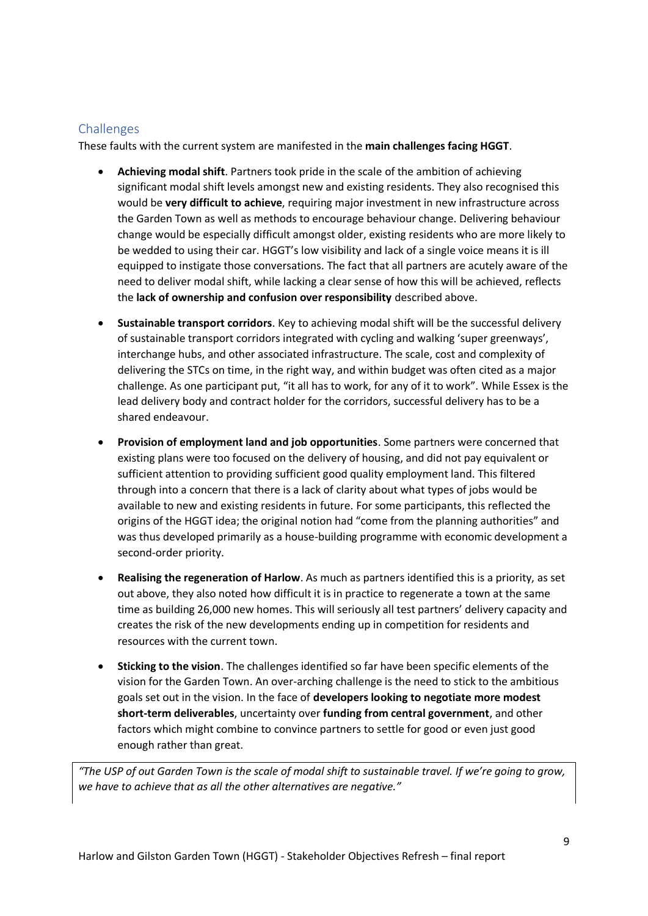## Challenges

These faults with the current system are manifested in the **main challenges facing HGGT**.

- **Achieving modal shift**. Partners took pride in the scale of the ambition of achieving significant modal shift levels amongst new and existing residents. They also recognised this would be **very difficult to achieve**, requiring major investment in new infrastructure across the Garden Town as well as methods to encourage behaviour change. Delivering behaviour change would be especially difficult amongst older, existing residents who are more likely to be wedded to using their car. HGGT's low visibility and lack of a single voice means it is ill equipped to instigate those conversations. The fact that all partners are acutely aware of the need to deliver modal shift, while lacking a clear sense of how this will be achieved, reflects the **lack of ownership and confusion over responsibility** described above.

- **Sustainable transport corridors**. Key to achieving modal shift will be the successful delivery of sustainable transport corridors integrated with cycling and walking 'super greenways', interchange hubs, and other associated infrastructure. The scale, cost and complexity of delivering the STCs on time, in the right way, and within budget was often cited as a major challenge. As one participant put, "it all has to work, for any of it to work". While Essex is the lead delivery body and contract holder for the corridors, successful delivery has to be a shared endeavour.

- **Provision of employment land and job opportunities**. Some partners were concerned that existing plans were too focused on the delivery of housing, and did not pay equivalent or sufficient attention to providing sufficient good quality employment land. This filtered through into a concern that there is a lack of clarity about what types of jobs would be available to new and existing residents in future. For some participants, this reflected the origins of the HGGT idea; the original notion had "come from the planning authorities" and was thus developed primarily as a house-building programme with economic development a second-order priority.

- **Realising the regeneration of Harlow**. As much as partners identified this is a priority, as set out above, they also noted how difficult it is in practice to regenerate a town at the same time as building 26,000 new homes. This will seriously all test partners' delivery capacity and creates the risk of the new developments ending up in competition for residents and resources with the current town.

- **Sticking to the vision**. The challenges identified so far have been specific elements of the vision for the Garden Town. An over-arching challenge is the need to stick to the ambitious goals set out in the vision. In the face of **developers looking to negotiate more modest short-term deliverables**, uncertainty over **funding from central government**, and other factors which might combine to convince partners to settle for good or even just good enough rather than great.

*"The USP of out Garden Town is the scale of modal shift to sustainable travel. If we're going to grow, we have to achieve that as all the other alternatives are negative."*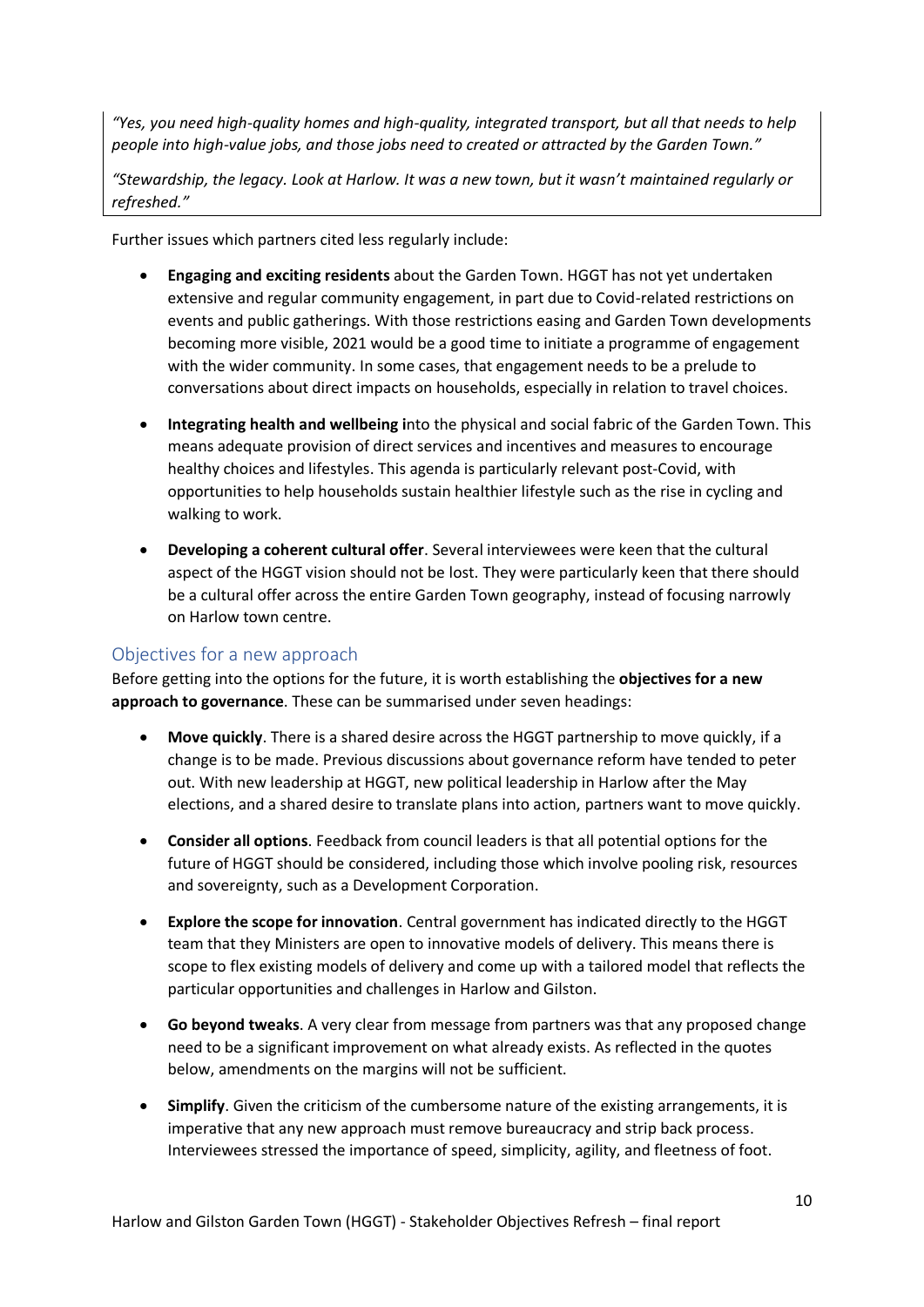*"Yes, you need high-quality homes and high-quality, integrated transport, but all that needs to help people into high-value jobs, and those jobs need to created or attracted by the Garden Town."*

*"Stewardship, the legacy. Look at Harlow. It was a new town, but it wasn't maintained regularly or refreshed."*

Further issues which partners cited less regularly include:

- **Engaging and exciting residents** about the Garden Town. HGGT has not yet undertaken extensive and regular community engagement, in part due to Covid-related restrictions on events and public gatherings. With those restrictions easing and Garden Town developments becoming more visible, 2021 would be a good time to initiate a programme of engagement with the wider community. In some cases, that engagement needs to be a prelude to conversations about direct impacts on households, especially in relation to travel choices.
- **Integrating health and wellbeing i**nto the physical and social fabric of the Garden Town. This means adequate provision of direct services and incentives and measures to encourage healthy choices and lifestyles. This agenda is particularly relevant post-Covid, with opportunities to help households sustain healthier lifestyle such as the rise in cycling and walking to work.
- **Developing a coherent cultural offer**. Several interviewees were keen that the cultural aspect of the HGGT vision should not be lost. They were particularly keen that there should be a cultural offer across the entire Garden Town geography, instead of focusing narrowly on Harlow town centre.

## Objectives for a new approach

Before getting into the options for the future, it is worth establishing the **objectives for a new approach to governance**. These can be summarised under seven headings:

- **Move quickly**. There is a shared desire across the HGGT partnership to move quickly, if a change is to be made. Previous discussions about governance reform have tended to peter out. With new leadership at HGGT, new political leadership in Harlow after the May elections, and a shared desire to translate plans into action, partners want to move quickly.
- **Consider all options**. Feedback from council leaders is that all potential options for the future of HGGT should be considered, including those which involve pooling risk, resources and sovereignty, such as a Development Corporation.
- **Explore the scope for innovation**. Central government has indicated directly to the HGGT team that they Ministers are open to innovative models of delivery. This means there is scope to flex existing models of delivery and come up with a tailored model that reflects the particular opportunities and challenges in Harlow and Gilston.
- **Go beyond tweaks**. A very clear from message from partners was that any proposed change need to be a significant improvement on what already exists. As reflected in the quotes below, amendments on the margins will not be sufficient.
- **Simplify**. Given the criticism of the cumbersome nature of the existing arrangements, it is imperative that any new approach must remove bureaucracy and strip back process. Interviewees stressed the importance of speed, simplicity, agility, and fleetness of foot.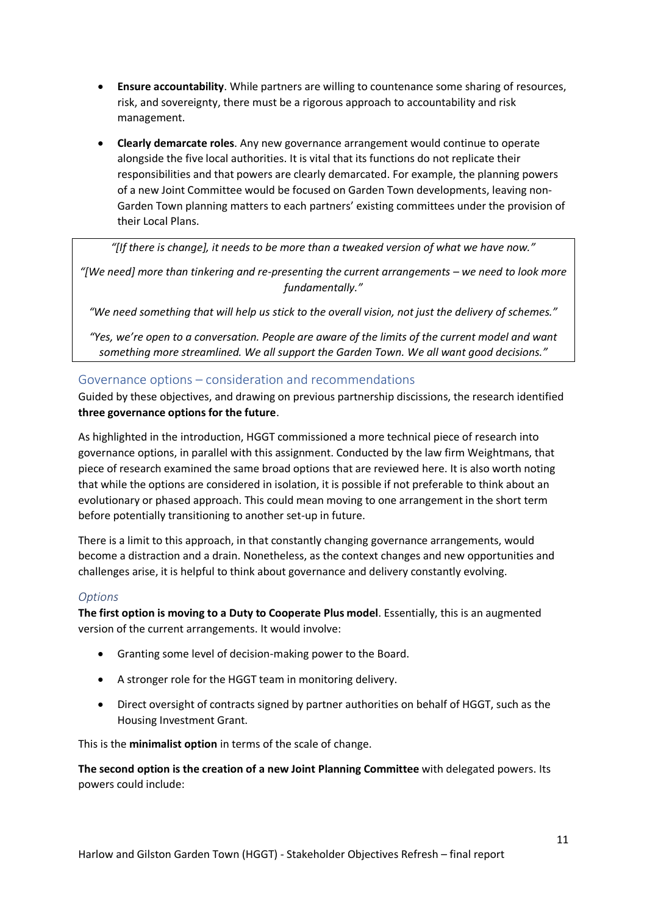- **Ensure accountability**. While partners are willing to countenance some sharing of resources, risk, and sovereignty, there must be a rigorous approach to accountability and risk management.
- **Clearly demarcate roles**. Any new governance arrangement would continue to operate alongside the five local authorities. It is vital that its functions do not replicate their responsibilities and that powers are clearly demarcated. For example, the planning powers of a new Joint Committee would be focused on Garden Town developments, leaving non-Garden Town planning matters to each partners' existing committees under the provision of their Local Plans.

> *"[If there is change], it needs to be more than a tweaked version of what we have now."*
>
> *"[We need] more than tinkering and re-presenting the current arrangements – we need to look more fundamentally."*
>
> *"We need something that will help us stick to the overall vision, not just the delivery of schemes."*
>
> *"Yes, we're open to a conversation. People are aware of the limits of the current model and want something more streamlined. We all support the Garden Town. We all want good decisions."*

## Governance options – consideration and recommendations

Guided by these objectives, and drawing on previous partnership discissions, the research identified **three governance options for the future**.

As highlighted in the introduction, HGGT commissioned a more technical piece of research into governance options, in parallel with this assignment. Conducted by the law firm Weightmans, that piece of research examined the same broad options that are reviewed here. It is also worth noting that while the options are considered in isolation, it is possible if not preferable to think about an evolutionary or phased approach. This could mean moving to one arrangement in the short term before potentially transitioning to another set-up in future.

There is a limit to this approach, in that constantly changing governance arrangements, would become a distraction and a drain. Nonetheless, as the context changes and new opportunities and challenges arise, it is helpful to think about governance and delivery constantly evolving.

### *Options*

**The first option is moving to a Duty to Cooperate Plus model**. Essentially, this is an augmented version of the current arrangements. It would involve:

- Granting some level of decision-making power to the Board.
- A stronger role for the HGGT team in monitoring delivery.
- Direct oversight of contracts signed by partner authorities on behalf of HGGT, such as the Housing Investment Grant.

This is the **minimalist option** in terms of the scale of change.

**The second option is the creation of a new Joint Planning Committee** with delegated powers. Its powers could include: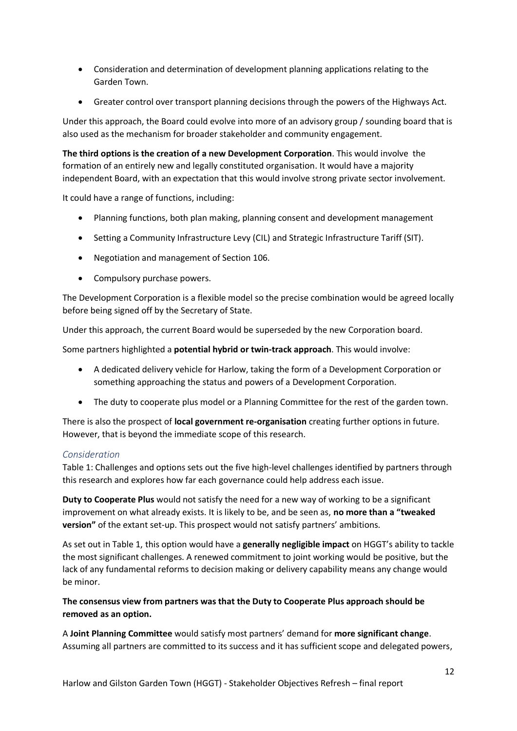- Consideration and determination of development planning applications relating to the Garden Town.
- Greater control over transport planning decisions through the powers of the Highways Act.

Under this approach, the Board could evolve into more of an advisory group / sounding board that is also used as the mechanism for broader stakeholder and community engagement.

**The third options is the creation of a new Development Corporation**. This would involve the formation of an entirely new and legally constituted organisation. It would have a majority independent Board, with an expectation that this would involve strong private sector involvement.

It could have a range of functions, including:

- Planning functions, both plan making, planning consent and development management
- Setting a Community Infrastructure Levy (CIL) and Strategic Infrastructure Tariff (SIT).
- Negotiation and management of Section 106.
- Compulsory purchase powers.

The Development Corporation is a flexible model so the precise combination would be agreed locally before being signed off by the Secretary of State.

Under this approach, the current Board would be superseded by the new Corporation board.

Some partners highlighted a **potential hybrid or twin-track approach**. This would involve:

- A dedicated delivery vehicle for Harlow, taking the form of a Development Corporation or something approaching the status and powers of a Development Corporation.
- The duty to cooperate plus model or a Planning Committee for the rest of the garden town.

There is also the prospect of **local government re-organisation** creating further options in future. However, that is beyond the immediate scope of this research.

### *Consideration*

Table 1: Challenges and options sets out the five high-level challenges identified by partners through this research and explores how far each governance could help address each issue.

**Duty to Cooperate Plus** would not satisfy the need for a new way of working to be a significant improvement on what already exists. It is likely to be, and be seen as, **no more than a "tweaked version"** of the extant set-up. This prospect would not satisfy partners' ambitions.

As set out in Table 1, this option would have a **generally negligible impact** on HGGT's ability to tackle the most significant challenges. A renewed commitment to joint working would be positive, but the lack of any fundamental reforms to decision making or delivery capability means any change would be minor.

**The consensus view from partners was that the Duty to Cooperate Plus approach should be removed as an option.**

A **Joint Planning Committee** would satisfy most partners' demand for **more significant change**. Assuming all partners are committed to its success and it has sufficient scope and delegated powers,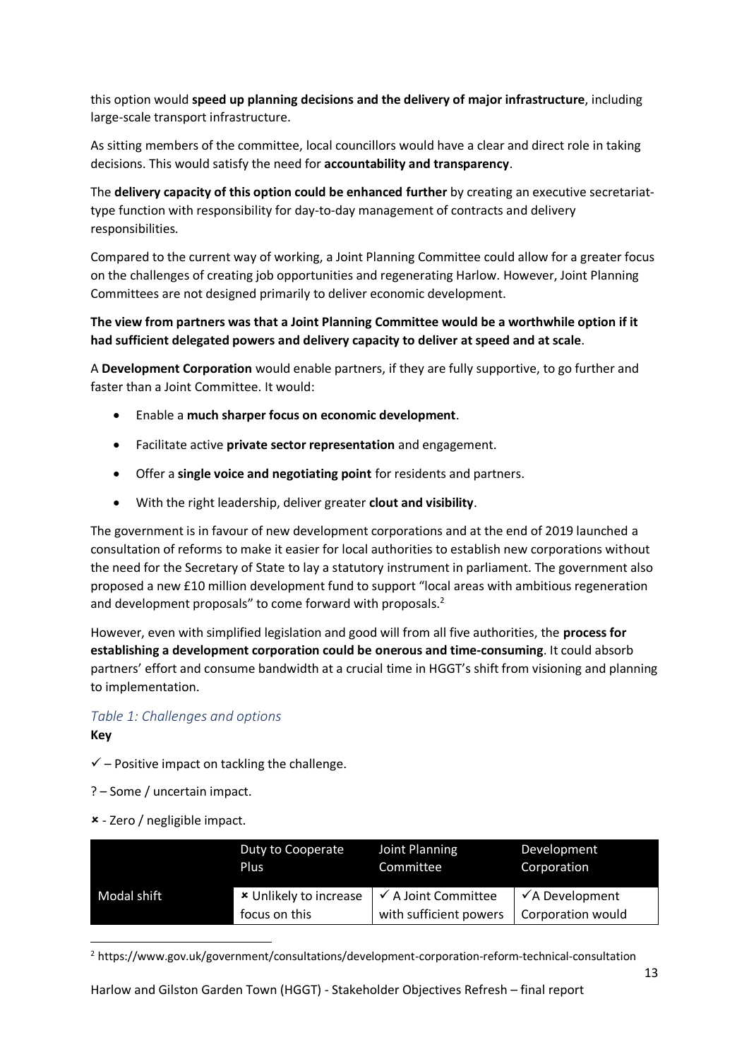this option would **speed up planning decisions and the delivery of major infrastructure**, including large-scale transport infrastructure.

As sitting members of the committee, local councillors would have a clear and direct role in taking decisions. This would satisfy the need for **accountability and transparency**.

The **delivery capacity of this option could be enhanced further** by creating an executive secretariat-type function with responsibility for day-to-day management of contracts and delivery responsibilities.

Compared to the current way of working, a Joint Planning Committee could allow for a greater focus on the challenges of creating job opportunities and regenerating Harlow. However, Joint Planning Committees are not designed primarily to deliver economic development.

**The view from partners was that a Joint Planning Committee would be a worthwhile option if it had sufficient delegated powers and delivery capacity to deliver at speed and at scale**.

A **Development Corporation** would enable partners, if they are fully supportive, to go further and faster than a Joint Committee. It would:

- Enable a **much sharper focus on economic development**.
- Facilitate active **private sector representation** and engagement.
- Offer a **single voice and negotiating point** for residents and partners.
- With the right leadership, deliver greater **clout and visibility**.

The government is in favour of new development corporations and at the end of 2019 launched a consultation of reforms to make it easier for local authorities to establish new corporations without the need for the Secretary of State to lay a statutory instrument in parliament. The government also proposed a new £10 million development fund to support "local areas with ambitious regeneration and development proposals" to come forward with proposals.[2]

However, even with simplified legislation and good will from all five authorities, the **process for establishing a development corporation could be onerous and time-consuming**. It could absorb partners' effort and consume bandwidth at a crucial time in HGGT's shift from visioning and planning to implementation.

*Table 1: Challenges and options*

**Key**

✓ – Positive impact on tackling the challenge.

? – Some / uncertain impact.

✗ - Zero / negligible impact.

| | Duty to Cooperate Plus | Joint Planning Committee | Development Corporation |
|---|---|---|---|
| Modal shift | ✗ Unlikely to increase focus on this | ✓ A Joint Committee with sufficient powers | ✓A Development Corporation would |

[2] https://www.gov.uk/government/consultations/development-corporation-reform-technical-consultation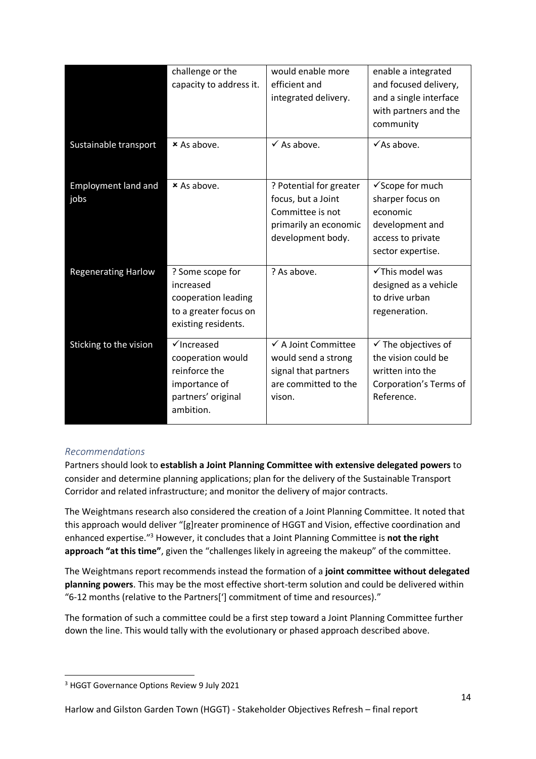| | | | |
|---|---|---|---|
| | challenge or the capacity to address it. | would enable more efficient and integrated delivery. | enable a integrated and focused delivery, and a single interface with partners and the community |
| Sustainable transport | ✗ As above. | ✓ As above. | ✓As above. |
| Employment land and jobs | ✗ As above. | ? Potential for greater focus, but a Joint Committee is not primarily an economic development body. | ✓Scope for much sharper focus on economic development and access to private sector expertise. |
| Regenerating Harlow | ? Some scope for increased cooperation leading to a greater focus on existing residents. | ? As above. | ✓This model was designed as a vehicle to drive urban regeneration. |
| Sticking to the vision | ✓Increased cooperation would reinforce the importance of partners' original ambition. | ✓ A Joint Committee would send a strong signal that partners are committed to the vison. | ✓ The objectives of the vision could be written into the Corporation's Terms of Reference. |

### *Recommendations*

Partners should look to **establish a Joint Planning Committee with extensive delegated powers** to consider and determine planning applications; plan for the delivery of the Sustainable Transport Corridor and related infrastructure; and monitor the delivery of major contracts.

The Weightmans research also considered the creation of a Joint Planning Committee. It noted that this approach would deliver "[g]reater prominence of HGGT and Vision, effective coordination and enhanced expertise."[3] However, it concludes that a Joint Planning Committee is **not the right approach "at this time"**, given the "challenges likely in agreeing the makeup" of the committee.

The Weightmans report recommends instead the formation of a **joint committee without delegated planning powers**. This may be the most effective short-term solution and could be delivered within "6-12 months (relative to the Partners['] commitment of time and resources)."

The formation of such a committee could be a first step toward a Joint Planning Committee further down the line. This would tally with the evolutionary or phased approach described above.

[3] HGGT Governance Options Review 9 July 2021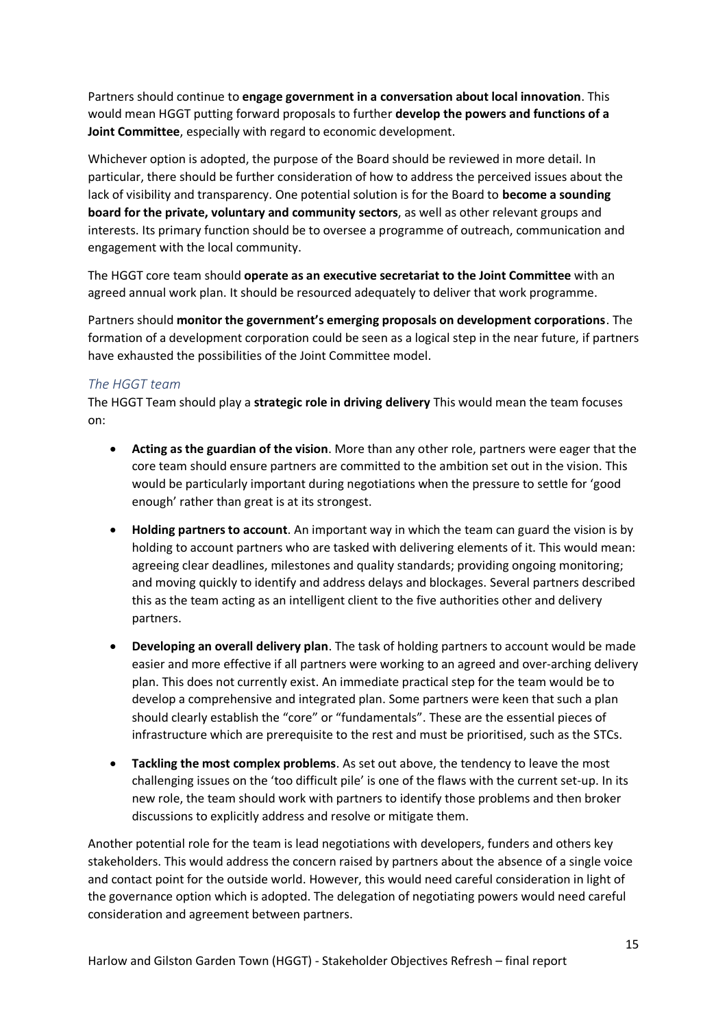Partners should continue to **engage government in a conversation about local innovation**. This would mean HGGT putting forward proposals to further **develop the powers and functions of a Joint Committee**, especially with regard to economic development.

Whichever option is adopted, the purpose of the Board should be reviewed in more detail. In particular, there should be further consideration of how to address the perceived issues about the lack of visibility and transparency. One potential solution is for the Board to **become a sounding board for the private, voluntary and community sectors**, as well as other relevant groups and interests. Its primary function should be to oversee a programme of outreach, communication and engagement with the local community.

The HGGT core team should **operate as an executive secretariat to the Joint Committee** with an agreed annual work plan. It should be resourced adequately to deliver that work programme.

Partners should **monitor the government's emerging proposals on development corporations**. The formation of a development corporation could be seen as a logical step in the near future, if partners have exhausted the possibilities of the Joint Committee model.

### *The HGGT team*

The HGGT Team should play a **strategic role in driving delivery** This would mean the team focuses on:

- **Acting as the guardian of the vision**. More than any other role, partners were eager that the core team should ensure partners are committed to the ambition set out in the vision. This would be particularly important during negotiations when the pressure to settle for 'good enough' rather than great is at its strongest.
- **Holding partners to account**. An important way in which the team can guard the vision is by holding to account partners who are tasked with delivering elements of it. This would mean: agreeing clear deadlines, milestones and quality standards; providing ongoing monitoring; and moving quickly to identify and address delays and blockages. Several partners described this as the team acting as an intelligent client to the five authorities other and delivery partners.
- **Developing an overall delivery plan**. The task of holding partners to account would be made easier and more effective if all partners were working to an agreed and over-arching delivery plan. This does not currently exist. An immediate practical step for the team would be to develop a comprehensive and integrated plan. Some partners were keen that such a plan should clearly establish the "core" or "fundamentals". These are the essential pieces of infrastructure which are prerequisite to the rest and must be prioritised, such as the STCs.
- **Tackling the most complex problems**. As set out above, the tendency to leave the most challenging issues on the 'too difficult pile' is one of the flaws with the current set-up. In its new role, the team should work with partners to identify those problems and then broker discussions to explicitly address and resolve or mitigate them.

Another potential role for the team is lead negotiations with developers, funders and others key stakeholders. This would address the concern raised by partners about the absence of a single voice and contact point for the outside world. However, this would need careful consideration in light of the governance option which is adopted. The delegation of negotiating powers would need careful consideration and agreement between partners.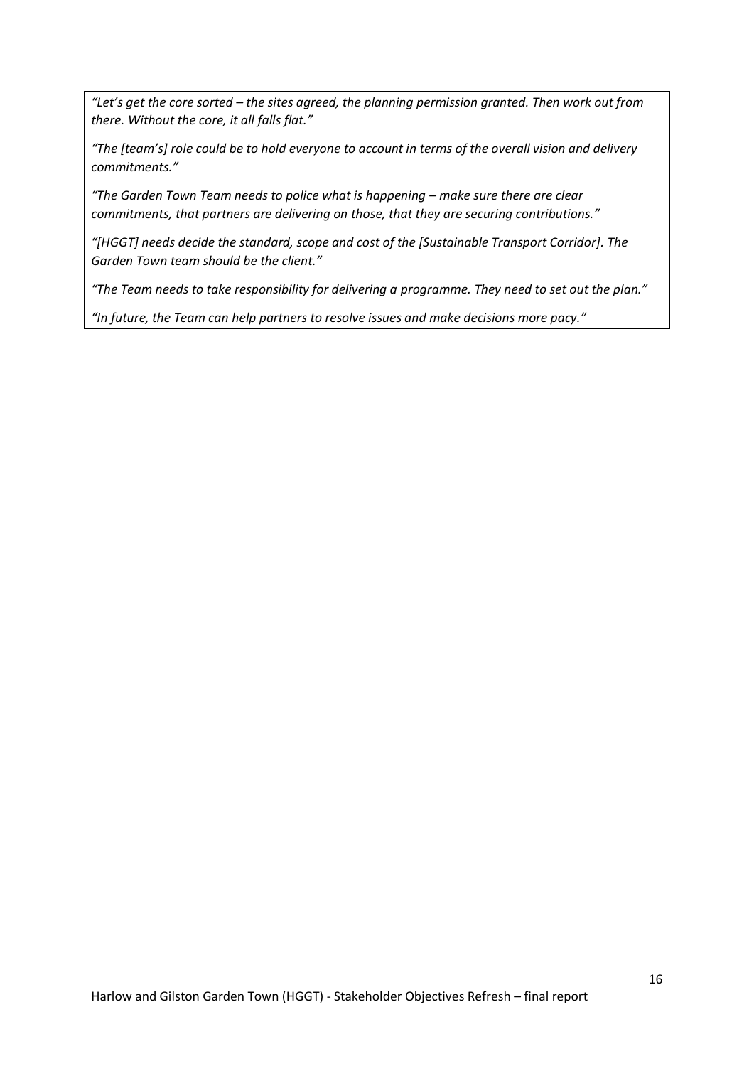*"Let's get the core sorted – the sites agreed, the planning permission granted. Then work out from there. Without the core, it all falls flat."*

*"The [team's] role could be to hold everyone to account in terms of the overall vision and delivery commitments."*

*"The Garden Town Team needs to police what is happening – make sure there are clear commitments, that partners are delivering on those, that they are securing contributions."*

*"[HGGT] needs decide the standard, scope and cost of the [Sustainable Transport Corridor]. The Garden Town team should be the client."*

*"The Team needs to take responsibility for delivering a programme. They need to set out the plan."*

*"In future, the Team can help partners to resolve issues and make decisions more pacy."*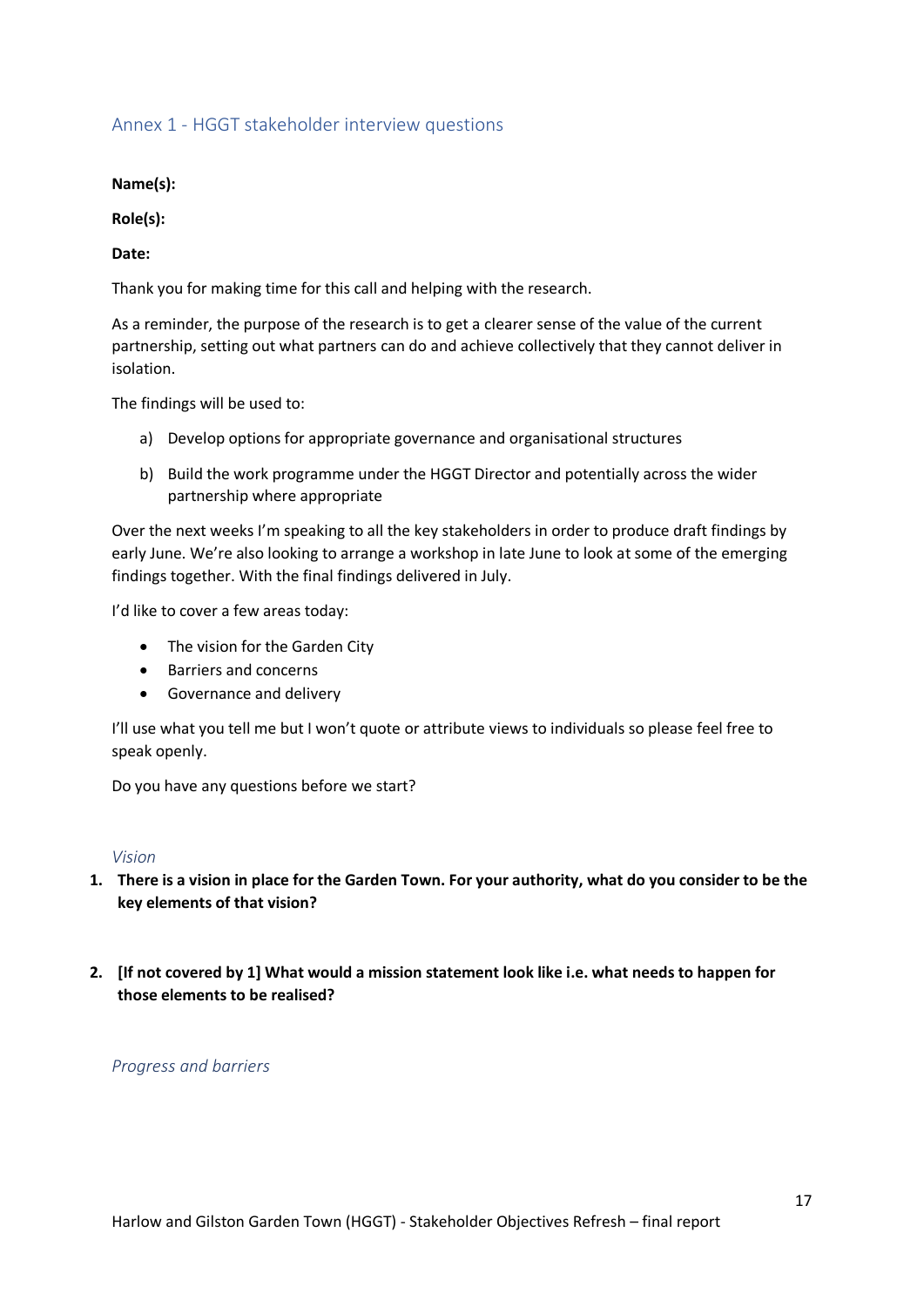## Annex 1 - HGGT stakeholder interview questions

**Name(s):**

**Role(s):**

**Date:**

Thank you for making time for this call and helping with the research.

As a reminder, the purpose of the research is to get a clearer sense of the value of the current partnership, setting out what partners can do and achieve collectively that they cannot deliver in isolation.

The findings will be used to:

a) Develop options for appropriate governance and organisational structures

b) Build the work programme under the HGGT Director and potentially across the wider partnership where appropriate

Over the next weeks I'm speaking to all the key stakeholders in order to produce draft findings by early June. We're also looking to arrange a workshop in late June to look at some of the emerging findings together. With the final findings delivered in July.

I'd like to cover a few areas today:

- The vision for the Garden City
- Barriers and concerns
- Governance and delivery

I'll use what you tell me but I won't quote or attribute views to individuals so please feel free to speak openly.

Do you have any questions before we start?

### *Vision*

1. **There is a vision in place for the Garden Town. For your authority, what do you consider to be the key elements of that vision?**

2. **[If not covered by 1] What would a mission statement look like i.e. what needs to happen for those elements to be realised?**

### *Progress and barriers*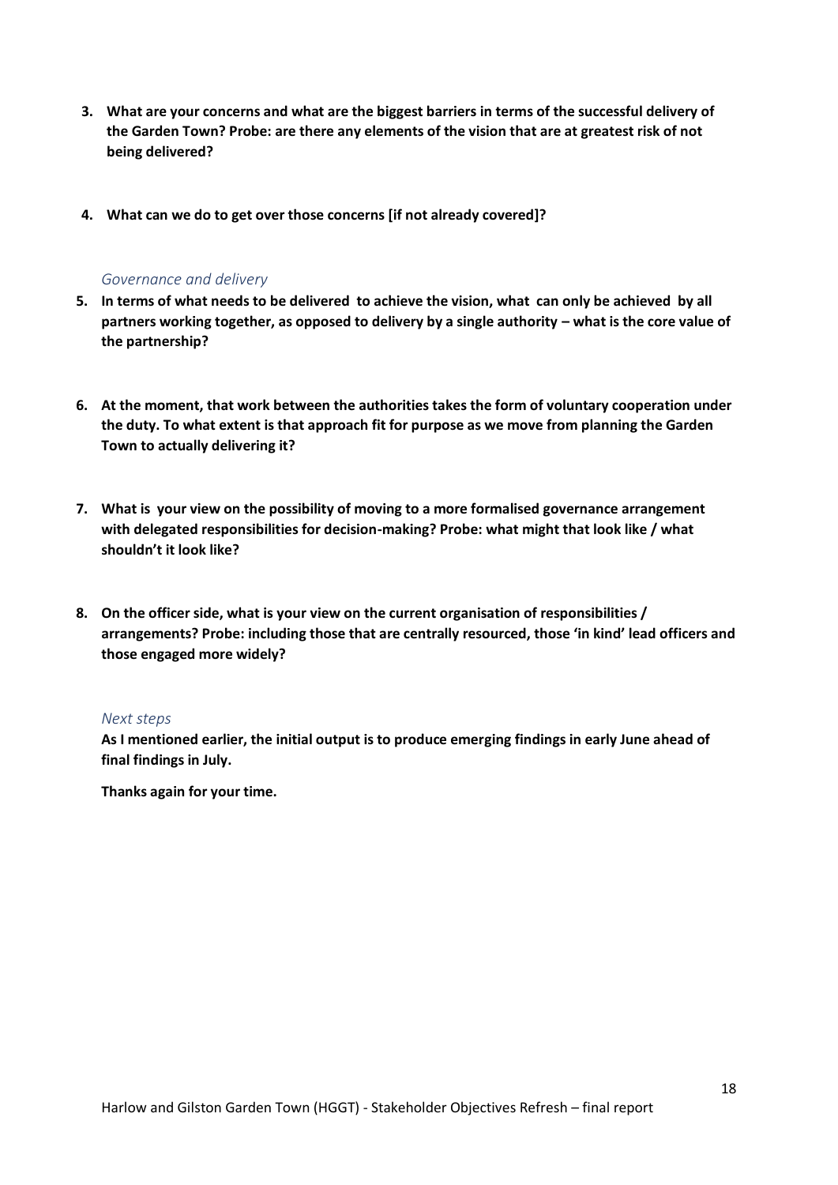3. **What are your concerns and what are the biggest barriers in terms of the successful delivery of the Garden Town? Probe: are there any elements of the vision that are at greatest risk of not being delivered?**

4. **What can we do to get over those concerns [if not already covered]?**

*Governance and delivery*

5. **In terms of what needs to be delivered to achieve the vision, what can only be achieved by all partners working together, as opposed to delivery by a single authority – what is the core value of the partnership?**

6. **At the moment, that work between the authorities takes the form of voluntary cooperation under the duty. To what extent is that approach fit for purpose as we move from planning the Garden Town to actually delivering it?**

7. **What is your view on the possibility of moving to a more formalised governance arrangement with delegated responsibilities for decision-making? Probe: what might that look like / what shouldn't it look like?**

8. **On the officer side, what is your view on the current organisation of responsibilities / arrangements? Probe: including those that are centrally resourced, those 'in kind' lead officers and those engaged more widely?**

*Next steps*

**As I mentioned earlier, the initial output is to produce emerging findings in early June ahead of final findings in July.**

**Thanks again for your time.**